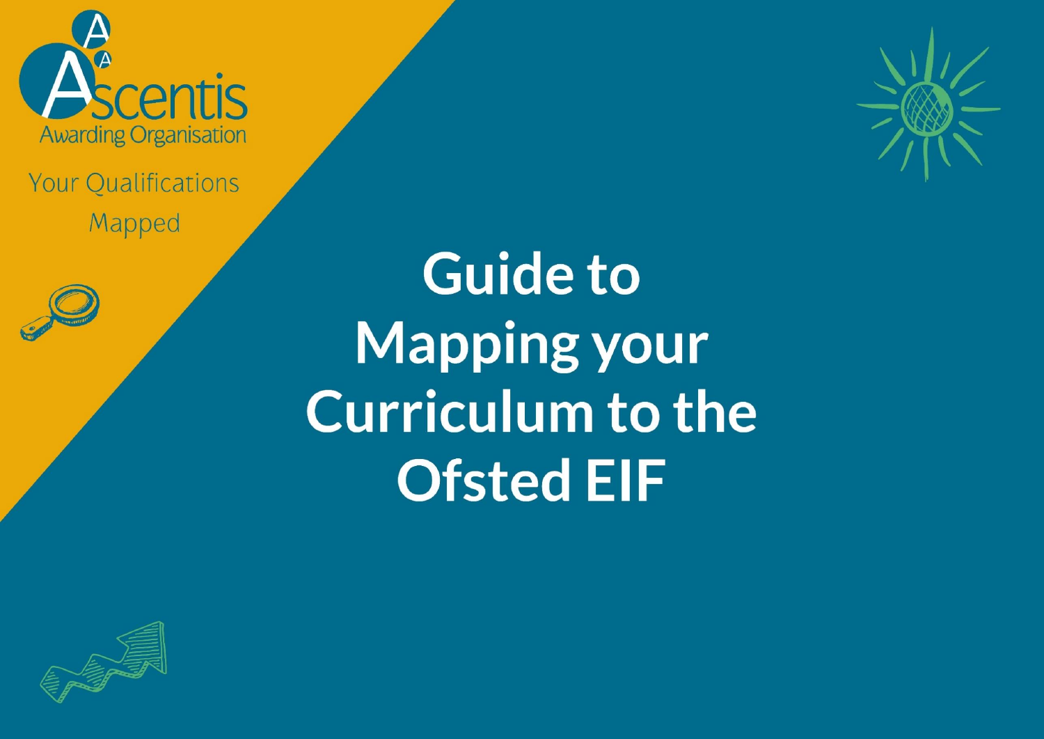Ascentis

Awarding Organisation

Your Qualifications Mapped

# Guide to Mapping your Curriculum to the Ofsted EIF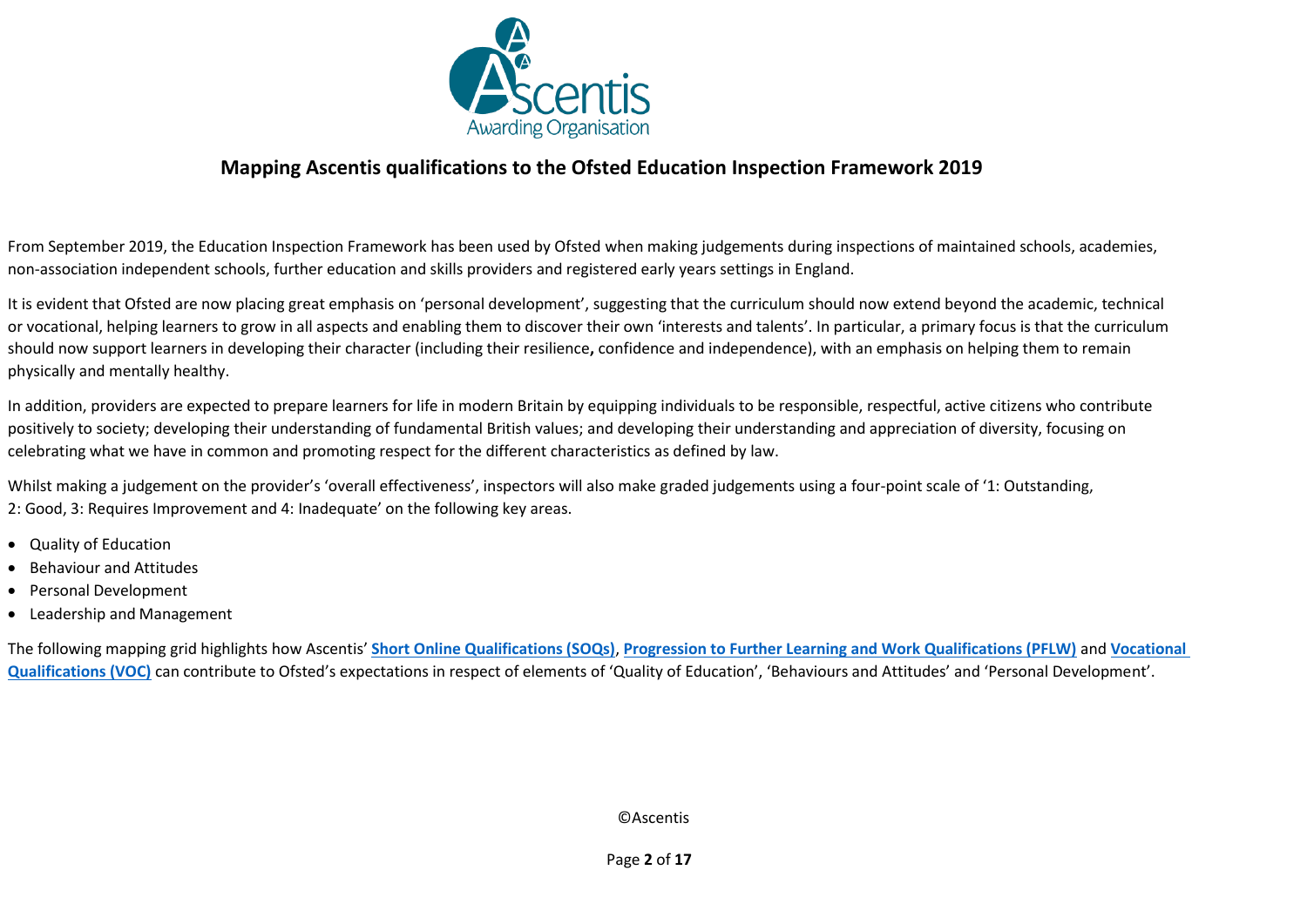# Mapping Ascentis qualifications to the Ofsted Education Inspection Framework 2019

From September 2019, the Education Inspection Framework has been used by Ofsted when making judgements during inspections of maintained schools, academies, non-association independent schools, further education and skills providers and registered early years settings in England.

It is evident that Ofsted are now placing great emphasis on 'personal development', suggesting that the curriculum should now extend beyond the academic, technical or vocational, helping learners to grow in all aspects and enabling them to discover their own 'interests and talents'. In particular, a primary focus is that the curriculum should now support learners in developing their character (including their resilience**,** confidence and independence), with an emphasis on helping them to remain physically and mentally healthy.

In addition, providers are expected to prepare learners for life in modern Britain by equipping individuals to be responsible, respectful, active citizens who contribute positively to society; developing their understanding of fundamental British values; and developing their understanding and appreciation of diversity, focusing on celebrating what we have in common and promoting respect for the different characteristics as defined by law.

Whilst making a judgement on the provider's 'overall effectiveness', inspectors will also make graded judgements using a four-point scale of '1: Outstanding, 2: Good, 3: Requires Improvement and 4: Inadequate' on the following key areas.

- Quality of Education
- Behaviour and Attitudes
- Personal Development
- Leadership and Management

The following mapping grid highlights how Ascentis' **Short Online Qualifications (SOQs)**, **Progression to Further Learning and Work Qualifications (PFLW)** and **Vocational Qualifications (VOC)** can contribute to Ofsted's expectations in respect of elements of 'Quality of Education', 'Behaviours and Attitudes' and 'Personal Development'.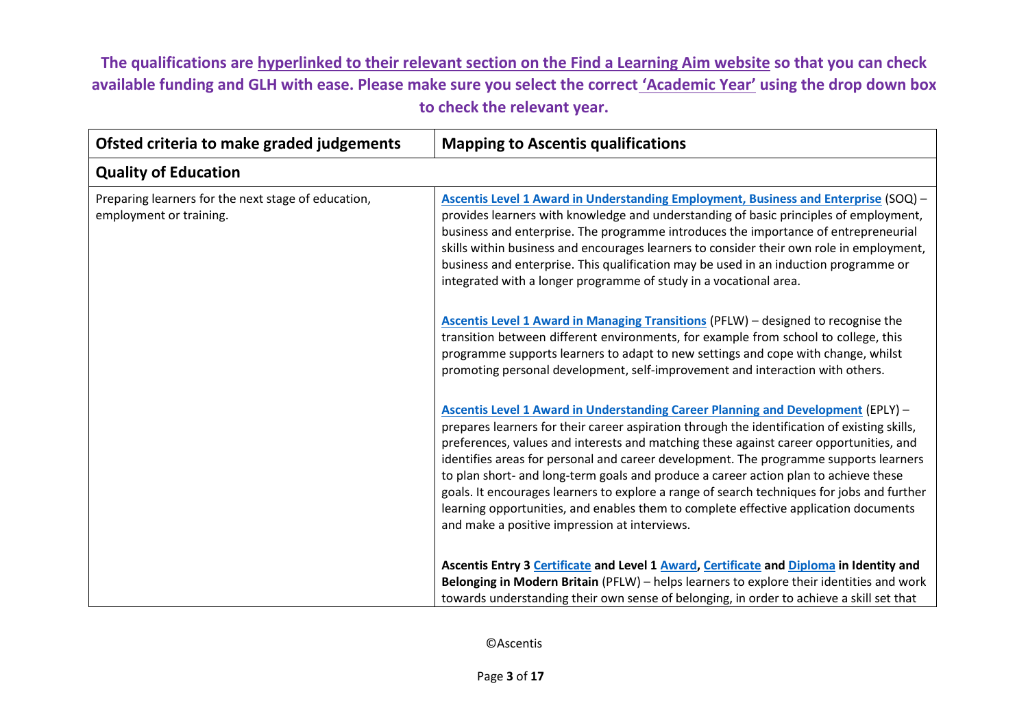**The qualifications are hyperlinked to their relevant section on the Find a Learning Aim website so that you can check available funding and GLH with ease. Please make sure you select the correct 'Academic Year' using the drop down box to check the relevant year.**

| Ofsted criteria to make graded judgements | Mapping to Ascentis qualifications |
|---|---|
| **Quality of Education** | |
| Preparing learners for the next stage of education, employment or training. | **Ascentis Level 1 Award in Understanding Employment, Business and Enterprise** (SOQ) – provides learners with knowledge and understanding of basic principles of employment, business and enterprise. The programme introduces the importance of entrepreneurial skills within business and encourages learners to consider their own role in employment, business and enterprise. This qualification may be used in an induction programme or integrated with a longer programme of study in a vocational area.<br><br>**Ascentis Level 1 Award in Managing Transitions** (PFLW) – designed to recognise the transition between different environments, for example from school to college, this programme supports learners to adapt to new settings and cope with change, whilst promoting personal development, self-improvement and interaction with others.<br><br>**Ascentis Level 1 Award in Understanding Career Planning and Development** (EPLY) – prepares learners for their career aspiration through the identification of existing skills, preferences, values and interests and matching these against career opportunities, and identifies areas for personal and career development. The programme supports learners to plan short- and long-term goals and produce a career action plan to achieve these goals. It encourages learners to explore a range of search techniques for jobs and further learning opportunities, and enables them to complete effective application documents and make a positive impression at interviews.<br><br>**Ascentis Entry 3 Certificate and Level 1 Award, Certificate and Diploma in Identity and Belonging in Modern Britain** (PFLW) – helps learners to explore their identities and work towards understanding their own sense of belonging, in order to achieve a skill set that |

©Ascentis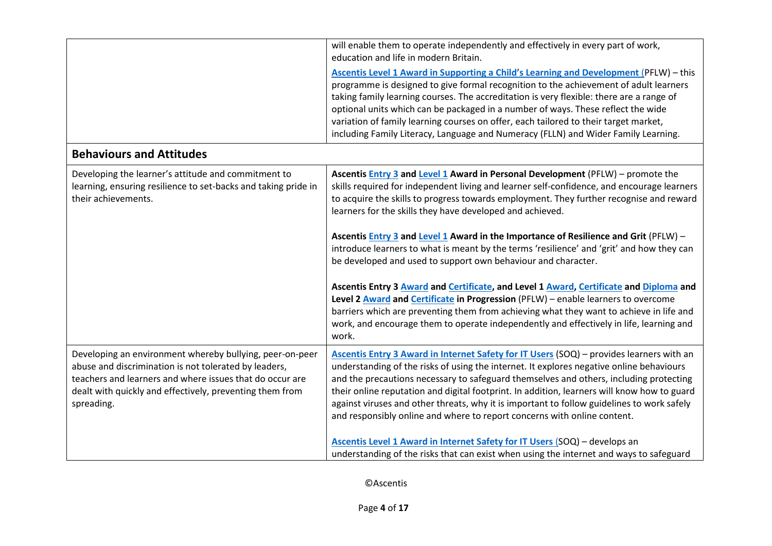| | |
|---|---|
| | will enable them to operate independently and effectively in every part of work, education and life in modern Britain.<br><br>**Ascentis Level 1 Award in Supporting a Child's Learning and Development** (PFLW) – this programme is designed to give formal recognition to the achievement of adult learners taking family learning courses. The accreditation is very flexible: there are a range of optional units which can be packaged in a number of ways. These reflect the wide variation of family learning courses on offer, each tailored to their target market, including Family Literacy, Language and Numeracy (FLLN) and Wider Family Learning. |
| **Behaviours and Attitudes** | |
| Developing the learner's attitude and commitment to learning, ensuring resilience to set-backs and taking pride in their achievements. | **Ascentis Entry 3 and Level 1 Award in Personal Development** (PFLW) – promote the skills required for independent living and learner self-confidence, and encourage learners to acquire the skills to progress towards employment. They further recognise and reward learners for the skills they have developed and achieved.<br><br>**Ascentis Entry 3 and Level 1 Award in the Importance of Resilience and Grit** (PFLW) – introduce learners to what is meant by the terms 'resilience' and 'grit' and how they can be developed and used to support own behaviour and character.<br><br>**Ascentis Entry 3 Award and Certificate, and Level 1 Award, Certificate and Diploma and Level 2 Award and Certificate in Progression** (PFLW) – enable learners to overcome barriers which are preventing them from achieving what they want to achieve in life and work, and encourage them to operate independently and effectively in life, learning and work. |
| Developing an environment whereby bullying, peer-on-peer abuse and discrimination is not tolerated by leaders, teachers and learners and where issues that do occur are dealt with quickly and effectively, preventing them from spreading. | **Ascentis Entry 3 Award in Internet Safety for IT Users** (SOQ) – provides learners with an understanding of the risks of using the internet. It explores negative online behaviours and the precautions necessary to safeguard themselves and others, including protecting their online reputation and digital footprint. In addition, learners will know how to guard against viruses and other threats, why it is important to follow guidelines to work safely and responsibly online and where to report concerns with online content.<br><br>**Ascentis Level 1 Award in Internet Safety for IT Users** (SOQ) – develops an understanding of the risks that can exist when using the internet and ways to safeguard |

©Ascentis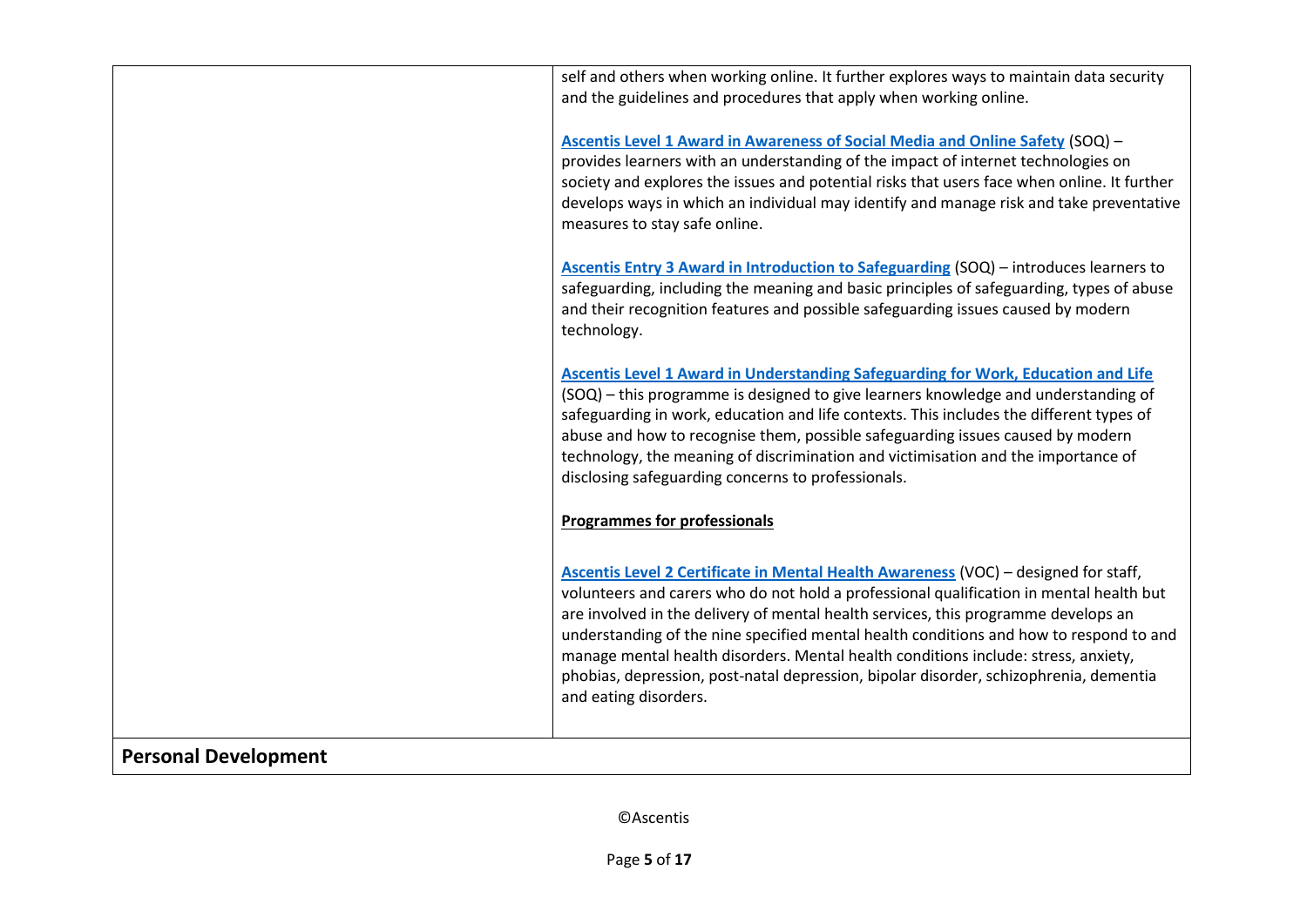| | |
|---|---|
| | self and others when working online. It further explores ways to maintain data security and the guidelines and procedures that apply when working online.<br><br>**Ascentis Level 1 Award in Awareness of Social Media and Online Safety** (SOQ) – provides learners with an understanding of the impact of internet technologies on society and explores the issues and potential risks that users face when online. It further develops ways in which an individual may identify and manage risk and take preventative measures to stay safe online.<br><br>**Ascentis Entry 3 Award in Introduction to Safeguarding** (SOQ) – introduces learners to safeguarding, including the meaning and basic principles of safeguarding, types of abuse and their recognition features and possible safeguarding issues caused by modern technology.<br><br>**Ascentis Level 1 Award in Understanding Safeguarding for Work, Education and Life** (SOQ) – this programme is designed to give learners knowledge and understanding of safeguarding in work, education and life contexts. This includes the different types of abuse and how to recognise them, possible safeguarding issues caused by modern technology, the meaning of discrimination and victimisation and the importance of disclosing safeguarding concerns to professionals.<br><br>**Programmes for professionals**<br><br>**Ascentis Level 2 Certificate in Mental Health Awareness** (VOC) – designed for staff, volunteers and carers who do not hold a professional qualification in mental health but are involved in the delivery of mental health services, this programme develops an understanding of the nine specified mental health conditions and how to respond to and manage mental health disorders. Mental health conditions include: stress, anxiety, phobias, depression, post-natal depression, bipolar disorder, schizophrenia, dementia and eating disorders. |
| **Personal Development** | |

©Ascentis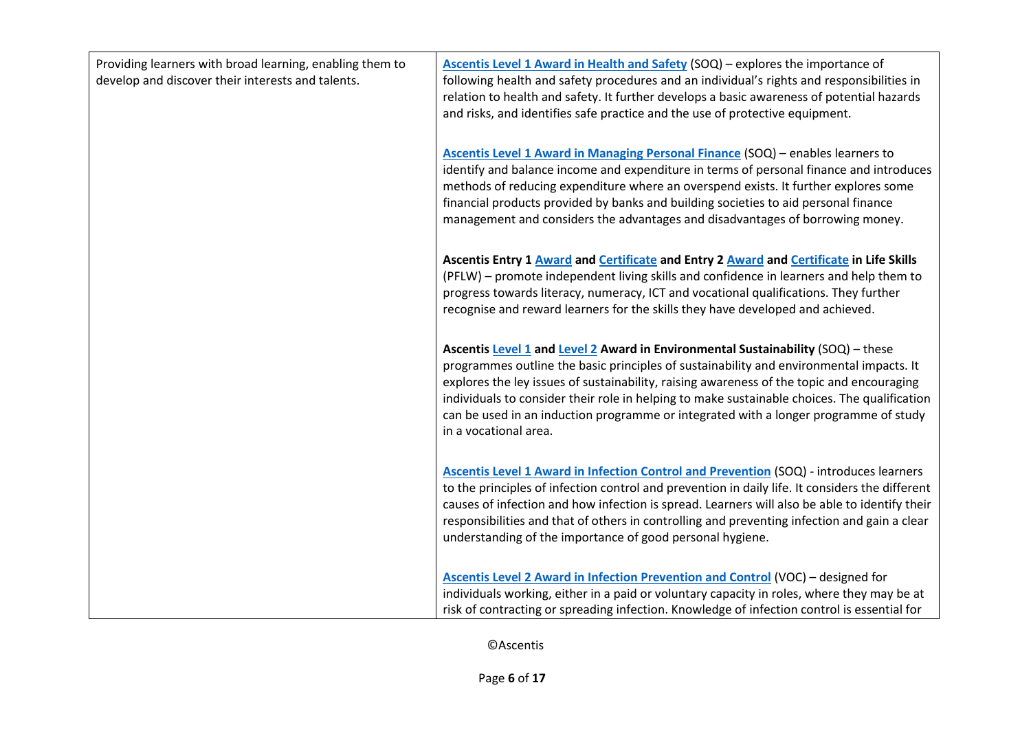| | |
|---|---|
| Providing learners with broad learning, enabling them to develop and discover their interests and talents. | **Ascentis Level 1 Award in Health and Safety** (SOQ) – explores the importance of following health and safety procedures and an individual's rights and responsibilities in relation to health and safety. It further develops a basic awareness of potential hazards and risks, and identifies safe practice and the use of protective equipment.<br><br>**Ascentis Level 1 Award in Managing Personal Finance** (SOQ) – enables learners to identify and balance income and expenditure in terms of personal finance and introduces methods of reducing expenditure where an overspend exists. It further explores some financial products provided by banks and building societies to aid personal finance management and considers the advantages and disadvantages of borrowing money.<br><br>**Ascentis Entry 1 Award and Certificate and Entry 2 Award and Certificate in Life Skills** (PFLW) – promote independent living skills and confidence in learners and help them to progress towards literacy, numeracy, ICT and vocational qualifications. They further recognise and reward learners for the skills they have developed and achieved.<br><br>**Ascentis Level 1 and Level 2 Award in Environmental Sustainability** (SOQ) – these programmes outline the basic principles of sustainability and environmental impacts. It explores the ley issues of sustainability, raising awareness of the topic and encouraging individuals to consider their role in helping to make sustainable choices. The qualification can be used in an induction programme or integrated with a longer programme of study in a vocational area.<br><br>**Ascentis Level 1 Award in Infection Control and Prevention** (SOQ) - introduces learners to the principles of infection control and prevention in daily life. It considers the different causes of infection and how infection is spread. Learners will also be able to identify their responsibilities and that of others in controlling and preventing infection and gain a clear understanding of the importance of good personal hygiene.<br><br>**Ascentis Level 2 Award in Infection Prevention and Control** (VOC) – designed for individuals working, either in a paid or voluntary capacity in roles, where they may be at risk of contracting or spreading infection. Knowledge of infection control is essential for |

©Ascentis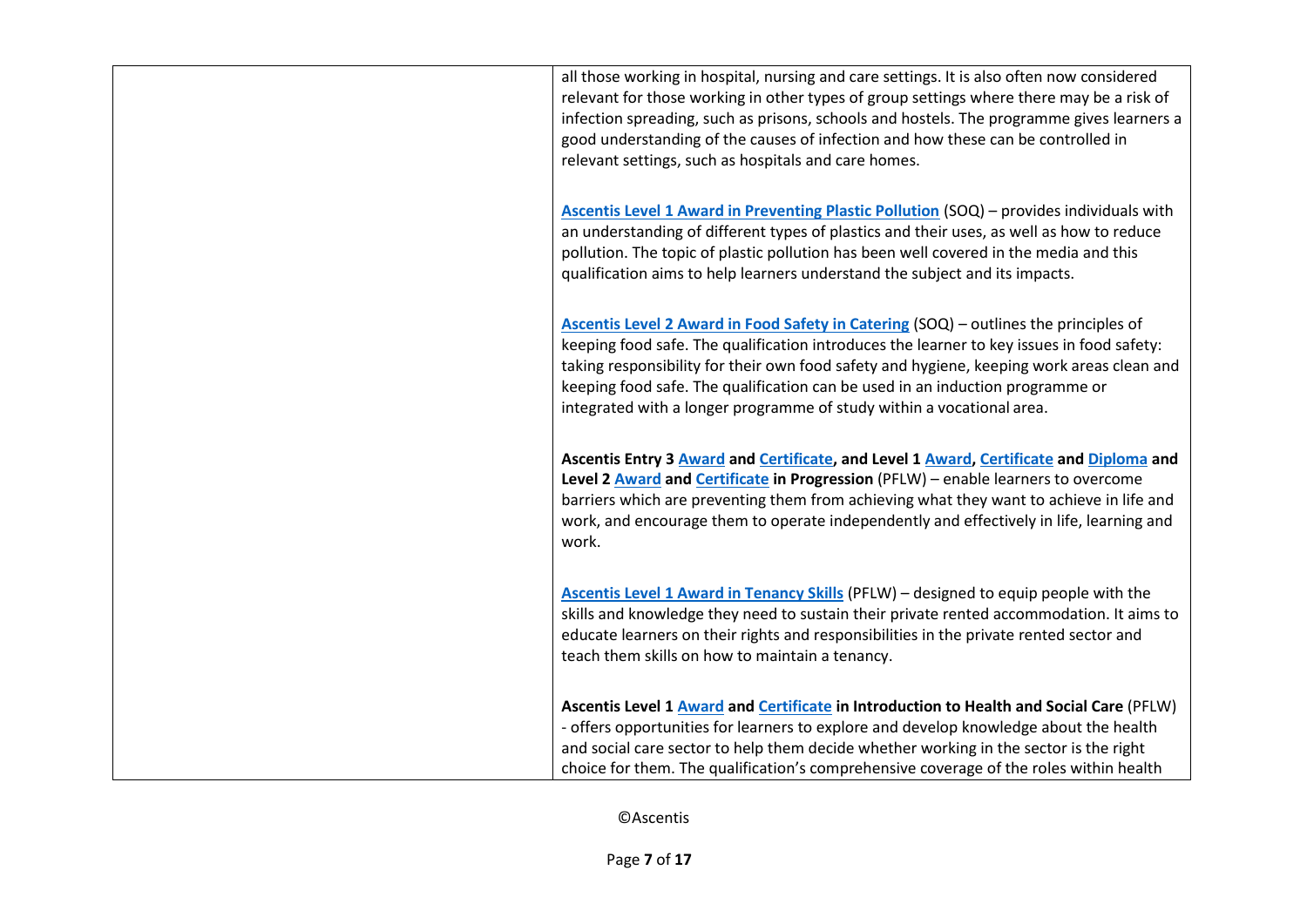| | |
|---|---|
| | all those working in hospital, nursing and care settings. It is also often now considered relevant for those working in other types of group settings where there may be a risk of infection spreading, such as prisons, schools and hostels. The programme gives learners a good understanding of the causes of infection and how these can be controlled in relevant settings, such as hospitals and care homes.<br><br>**Ascentis Level 1 Award in Preventing Plastic Pollution** (SOQ) – provides individuals with an understanding of different types of plastics and their uses, as well as how to reduce pollution. The topic of plastic pollution has been well covered in the media and this qualification aims to help learners understand the subject and its impacts.<br><br>**Ascentis Level 2 Award in Food Safety in Catering** (SOQ) – outlines the principles of keeping food safe. The qualification introduces the learner to key issues in food safety: taking responsibility for their own food safety and hygiene, keeping work areas clean and keeping food safe. The qualification can be used in an induction programme or integrated with a longer programme of study within a vocational area.<br><br>**Ascentis Entry 3 Award and Certificate, and Level 1 Award, Certificate and Diploma and Level 2 Award and Certificate in Progression** (PFLW) – enable learners to overcome barriers which are preventing them from achieving what they want to achieve in life and work, and encourage them to operate independently and effectively in life, learning and work.<br><br>**Ascentis Level 1 Award in Tenancy Skills** (PFLW) – designed to equip people with the skills and knowledge they need to sustain their private rented accommodation. It aims to educate learners on their rights and responsibilities in the private rented sector and teach them skills on how to maintain a tenancy.<br><br>**Ascentis Level 1 Award and Certificate in Introduction to Health and Social Care** (PFLW) - offers opportunities for learners to explore and develop knowledge about the health and social care sector to help them decide whether working in the sector is the right choice for them. The qualification's comprehensive coverage of the roles within health |

©Ascentis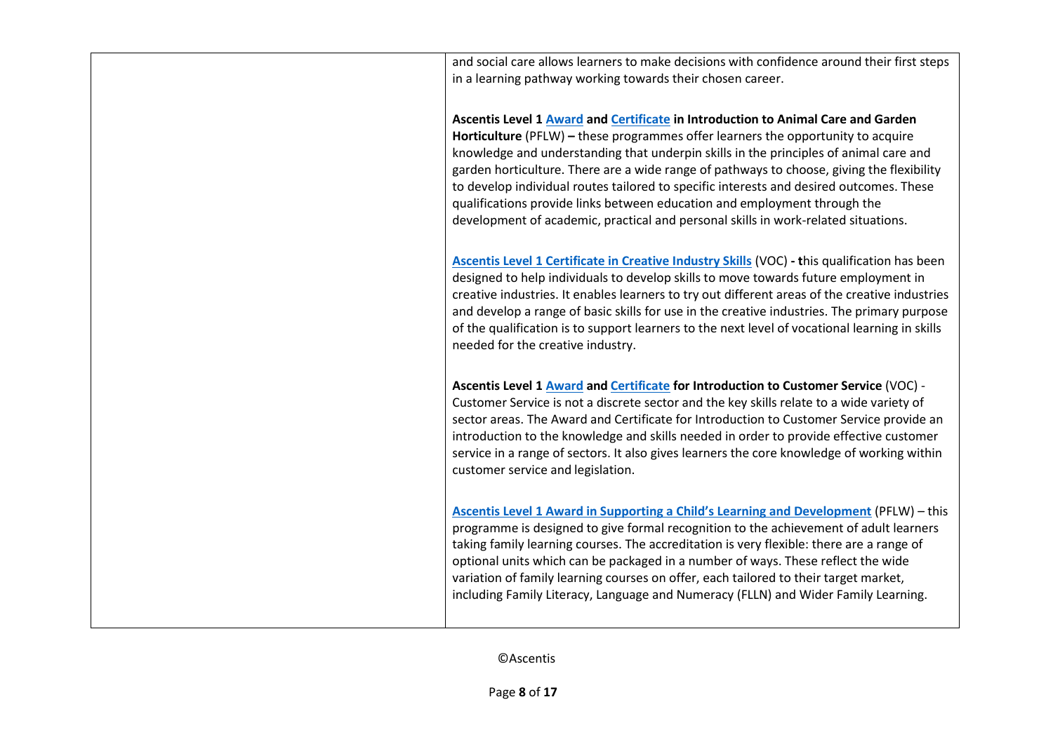| | |
|---|---|
| | and social care allows learners to make decisions with confidence around their first steps in a learning pathway working towards their chosen career.<br><br>**Ascentis Level 1 Award and Certificate in Introduction to Animal Care and Garden Horticulture** (PFLW) **–** these programmes offer learners the opportunity to acquire knowledge and understanding that underpin skills in the principles of animal care and garden horticulture. There are a wide range of pathways to choose, giving the flexibility to develop individual routes tailored to specific interests and desired outcomes. These qualifications provide links between education and employment through the development of academic, practical and personal skills in work-related situations.<br><br>**Ascentis Level 1 Certificate in Creative Industry Skills** (VOC) **- t**his qualification has been designed to help individuals to develop skills to move towards future employment in creative industries. It enables learners to try out different areas of the creative industries and develop a range of basic skills for use in the creative industries. The primary purpose of the qualification is to support learners to the next level of vocational learning in skills needed for the creative industry.<br><br>**Ascentis Level 1 Award and Certificate for Introduction to Customer Service** (VOC) - Customer Service is not a discrete sector and the key skills relate to a wide variety of sector areas. The Award and Certificate for Introduction to Customer Service provide an introduction to the knowledge and skills needed in order to provide effective customer service in a range of sectors. It also gives learners the core knowledge of working within customer service and legislation.<br><br>**Ascentis Level 1 Award in Supporting a Child's Learning and Development** (PFLW) – this programme is designed to give formal recognition to the achievement of adult learners taking family learning courses. The accreditation is very flexible: there are a range of optional units which can be packaged in a number of ways. These reflect the wide variation of family learning courses on offer, each tailored to their target market, including Family Literacy, Language and Numeracy (FLLN) and Wider Family Learning. |

©Ascentis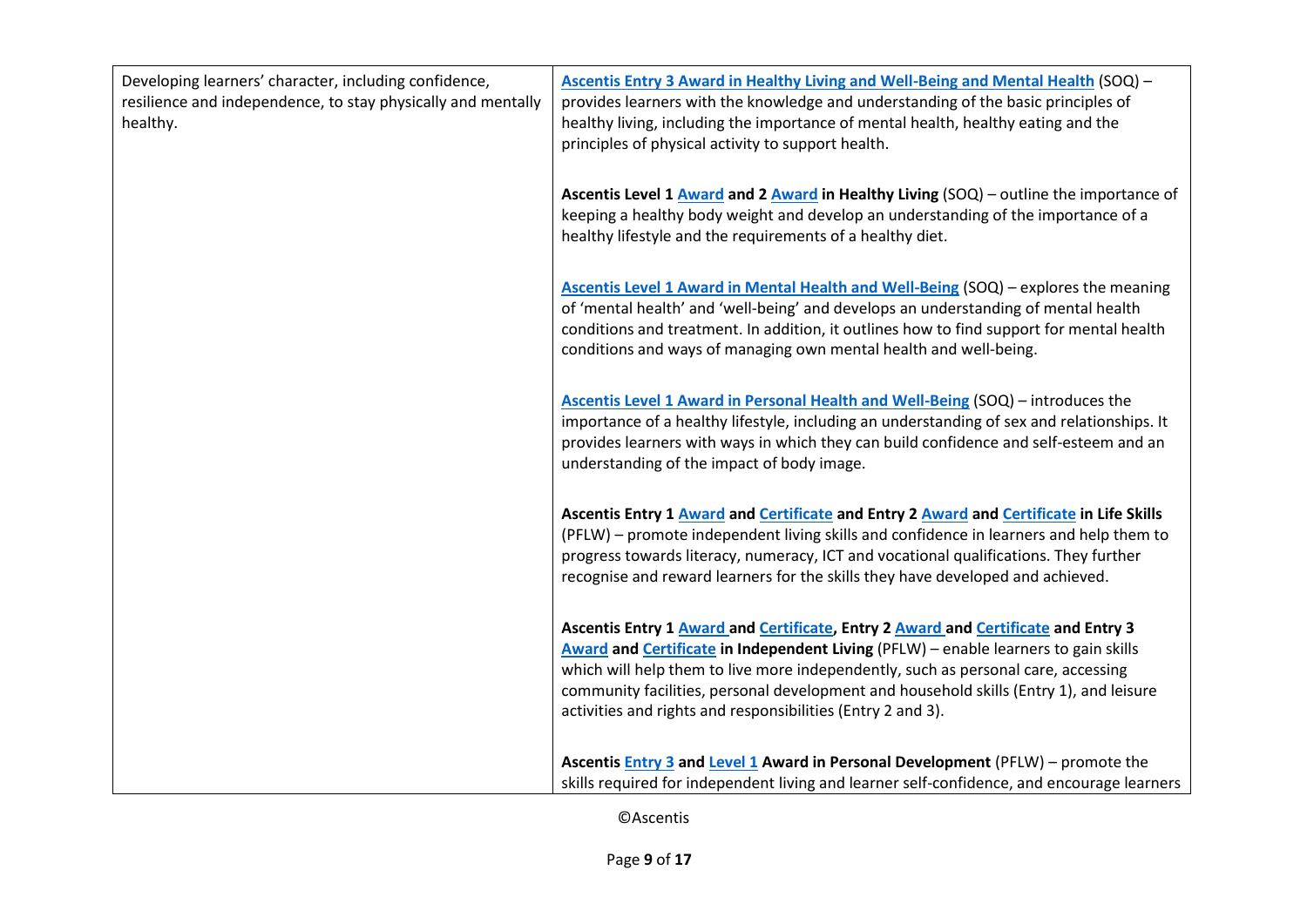| | |
|---|---|
| Developing learners' character, including confidence, resilience and independence, to stay physically and mentally healthy. | **Ascentis Entry 3 Award in Healthy Living and Well-Being and Mental Health** (SOQ) – provides learners with the knowledge and understanding of the basic principles of healthy living, including the importance of mental health, healthy eating and the principles of physical activity to support health.<br><br>**Ascentis Level 1 Award and 2 Award in Healthy Living** (SOQ) – outline the importance of keeping a healthy body weight and develop an understanding of the importance of a healthy lifestyle and the requirements of a healthy diet.<br><br>**Ascentis Level 1 Award in Mental Health and Well-Being** (SOQ) – explores the meaning of 'mental health' and 'well-being' and develops an understanding of mental health conditions and treatment. In addition, it outlines how to find support for mental health conditions and ways of managing own mental health and well-being.<br><br>**Ascentis Level 1 Award in Personal Health and Well-Being** (SOQ) – introduces the importance of a healthy lifestyle, including an understanding of sex and relationships. It provides learners with ways in which they can build confidence and self-esteem and an understanding of the impact of body image.<br><br>**Ascentis Entry 1 Award and Certificate and Entry 2 Award and Certificate in Life Skills** (PFLW) – promote independent living skills and confidence in learners and help them to progress towards literacy, numeracy, ICT and vocational qualifications. They further recognise and reward learners for the skills they have developed and achieved.<br><br>**Ascentis Entry 1 Award and Certificate, Entry 2 Award and Certificate and Entry 3 Award and Certificate in Independent Living** (PFLW) – enable learners to gain skills which will help them to live more independently, such as personal care, accessing community facilities, personal development and household skills (Entry 1), and leisure activities and rights and responsibilities (Entry 2 and 3).<br><br>**Ascentis Entry 3 and Level 1 Award in Personal Development** (PFLW) – promote the skills required for independent living and learner self-confidence, and encourage learners |

©Ascentis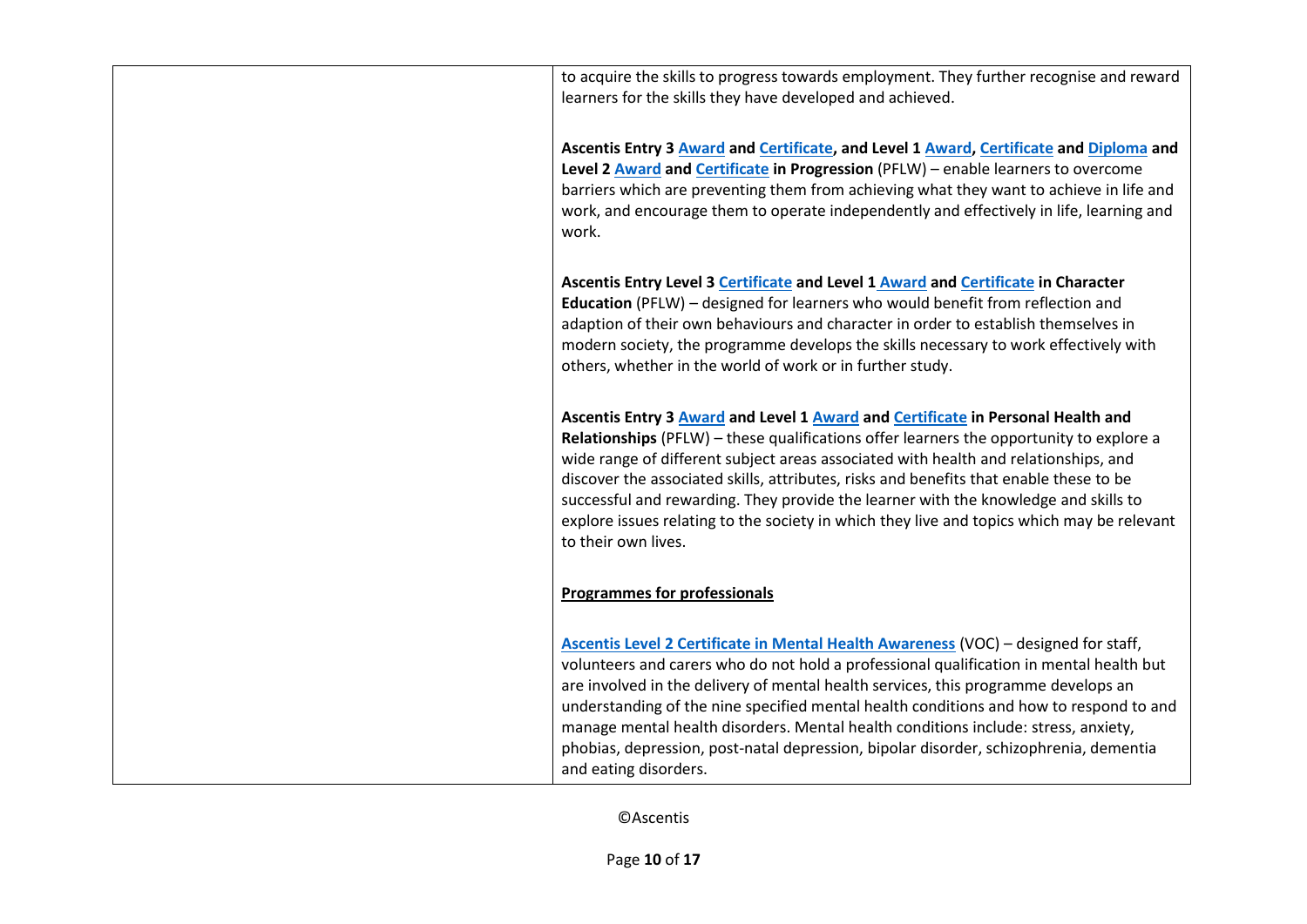| | |
|---|---|
| | to acquire the skills to progress towards employment. They further recognise and reward learners for the skills they have developed and achieved.<br><br>**Ascentis Entry 3 Award and Certificate, and Level 1 Award, Certificate and Diploma and Level 2 Award and Certificate in Progression** (PFLW) – enable learners to overcome barriers which are preventing them from achieving what they want to achieve in life and work, and encourage them to operate independently and effectively in life, learning and work.<br><br>**Ascentis Entry Level 3 Certificate and Level 1 Award and Certificate in Character Education** (PFLW) – designed for learners who would benefit from reflection and adaption of their own behaviours and character in order to establish themselves in modern society, the programme develops the skills necessary to work effectively with others, whether in the world of work or in further study.<br><br>**Ascentis Entry 3 Award and Level 1 Award and Certificate in Personal Health and Relationships** (PFLW) – these qualifications offer learners the opportunity to explore a wide range of different subject areas associated with health and relationships, and discover the associated skills, attributes, risks and benefits that enable these to be successful and rewarding. They provide the learner with the knowledge and skills to explore issues relating to the society in which they live and topics which may be relevant to their own lives.<br><br>**Programmes for professionals**<br><br>Ascentis Level 2 Certificate in Mental Health Awareness (VOC) – designed for staff, volunteers and carers who do not hold a professional qualification in mental health but are involved in the delivery of mental health services, this programme develops an understanding of the nine specified mental health conditions and how to respond to and manage mental health disorders. Mental health conditions include: stress, anxiety, phobias, depression, post-natal depression, bipolar disorder, schizophrenia, dementia and eating disorders. |

©Ascentis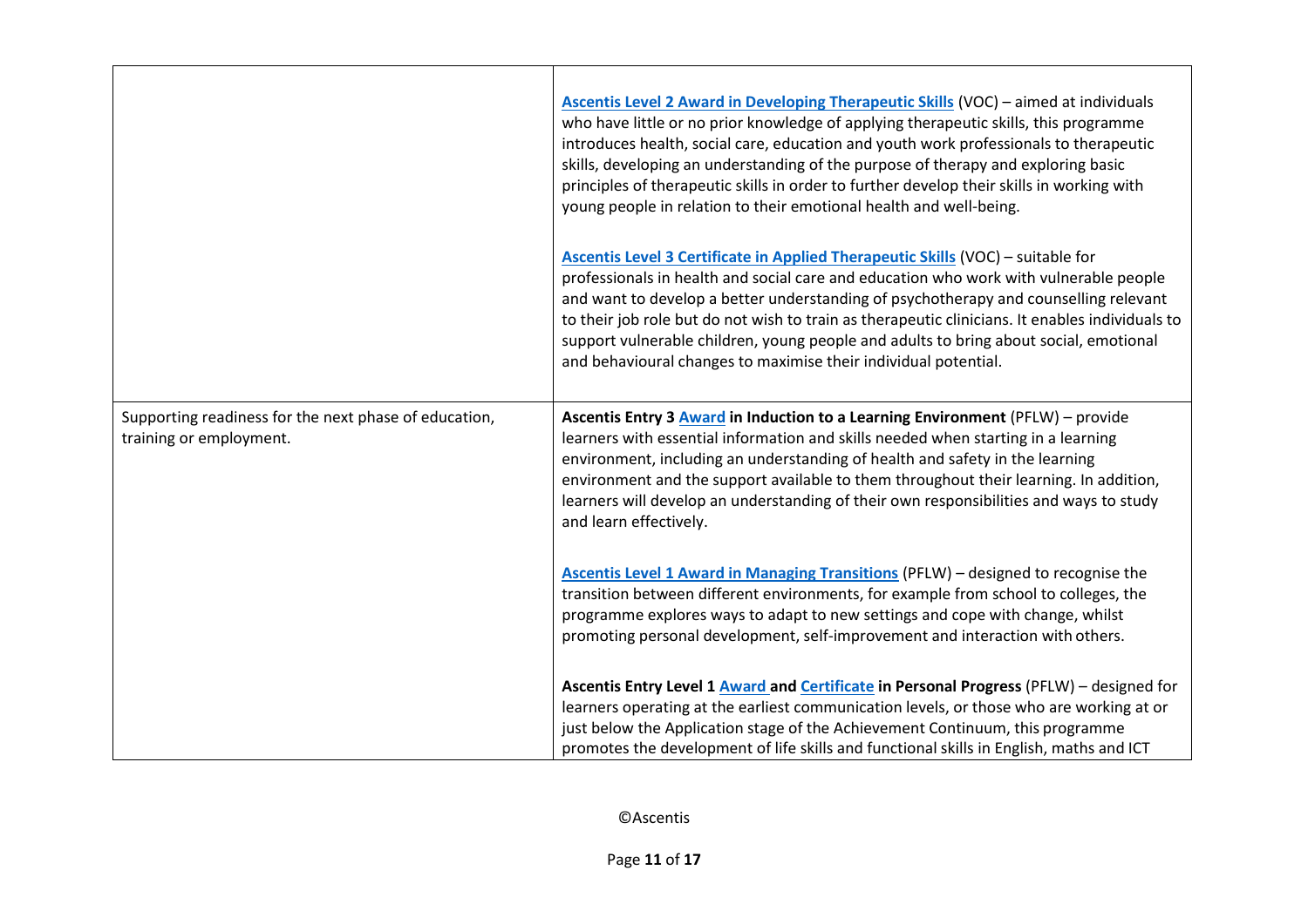| | |
|---|---|
| | **Ascentis Level 2 Award in Developing Therapeutic Skills** (VOC) – aimed at individuals who have little or no prior knowledge of applying therapeutic skills, this programme introduces health, social care, education and youth work professionals to therapeutic skills, developing an understanding of the purpose of therapy and exploring basic principles of therapeutic skills in order to further develop their skills in working with young people in relation to their emotional health and well-being.<br><br>**Ascentis Level 3 Certificate in Applied Therapeutic Skills** (VOC) – suitable for professionals in health and social care and education who work with vulnerable people and want to develop a better understanding of psychotherapy and counselling relevant to their job role but do not wish to train as therapeutic clinicians. It enables individuals to support vulnerable children, young people and adults to bring about social, emotional and behavioural changes to maximise their individual potential. |
| Supporting readiness for the next phase of education, training or employment. | **Ascentis Entry 3 Award in Induction to a Learning Environment** (PFLW) – provide learners with essential information and skills needed when starting in a learning environment, including an understanding of health and safety in the learning environment and the support available to them throughout their learning. In addition, learners will develop an understanding of their own responsibilities and ways to study and learn effectively.<br><br>**Ascentis Level 1 Award in Managing Transitions** (PFLW) – designed to recognise the transition between different environments, for example from school to colleges, the programme explores ways to adapt to new settings and cope with change, whilst promoting personal development, self-improvement and interaction with others.<br><br>**Ascentis Entry Level 1 Award and Certificate in Personal Progress** (PFLW) – designed for learners operating at the earliest communication levels, or those who are working at or just below the Application stage of the Achievement Continuum, this programme promotes the development of life skills and functional skills in English, maths and ICT |

©Ascentis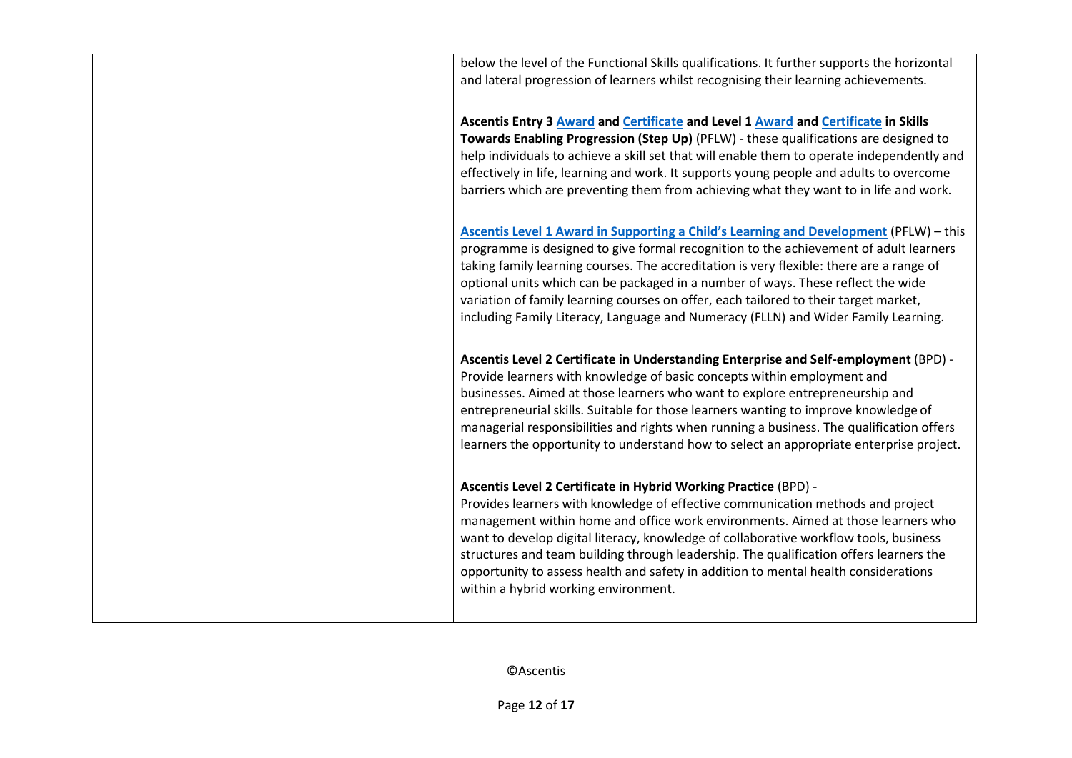| | |
|---|---|
| | below the level of the Functional Skills qualifications. It further supports the horizontal and lateral progression of learners whilst recognising their learning achievements.<br><br>**Ascentis Entry 3 Award and Certificate and Level 1 Award and Certificate in Skills Towards Enabling Progression (Step Up)** (PFLW) - these qualifications are designed to help individuals to achieve a skill set that will enable them to operate independently and effectively in life, learning and work. It supports young people and adults to overcome barriers which are preventing them from achieving what they want to in life and work.<br><br>**Ascentis Level 1 Award in Supporting a Child's Learning and Development** (PFLW) – this programme is designed to give formal recognition to the achievement of adult learners taking family learning courses. The accreditation is very flexible: there are a range of optional units which can be packaged in a number of ways. These reflect the wide variation of family learning courses on offer, each tailored to their target market, including Family Literacy, Language and Numeracy (FLLN) and Wider Family Learning.<br><br>**Ascentis Level 2 Certificate in Understanding Enterprise and Self-employment** (BPD) - Provide learners with knowledge of basic concepts within employment and businesses. Aimed at those learners who want to explore entrepreneurship and entrepreneurial skills. Suitable for those learners wanting to improve knowledge of managerial responsibilities and rights when running a business. The qualification offers learners the opportunity to understand how to select an appropriate enterprise project.<br><br>**Ascentis Level 2 Certificate in Hybrid Working Practice** (BPD) - Provides learners with knowledge of effective communication methods and project management within home and office work environments. Aimed at those learners who want to develop digital literacy, knowledge of collaborative workflow tools, business structures and team building through leadership. The qualification offers learners the opportunity to assess health and safety in addition to mental health considerations within a hybrid working environment. |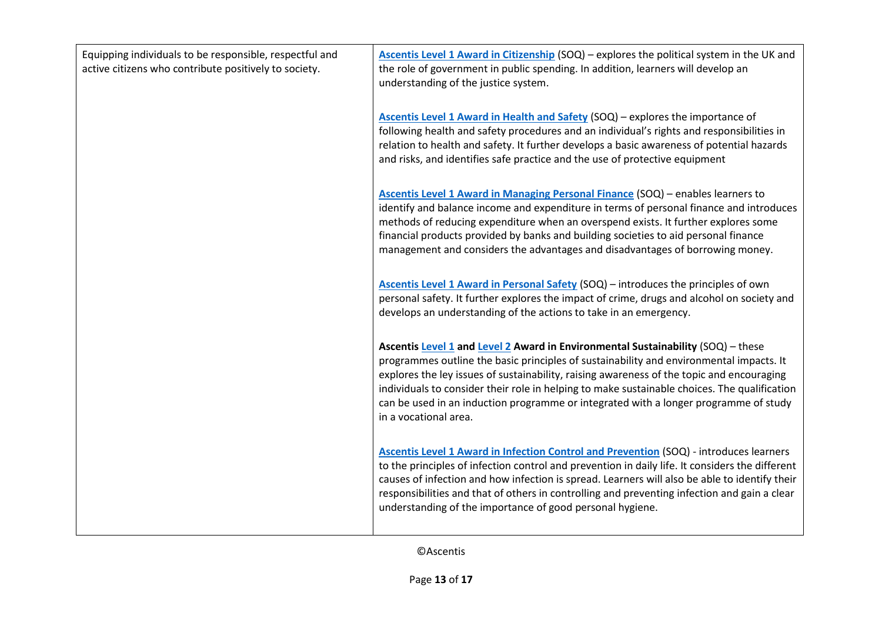| | |
|---|---|
| Equipping individuals to be responsible, respectful and active citizens who contribute positively to society. | **Ascentis Level 1 Award in Citizenship** (SOQ) – explores the political system in the UK and the role of government in public spending. In addition, learners will develop an understanding of the justice system.<br><br>**Ascentis Level 1 Award in Health and Safety** (SOQ) – explores the importance of following health and safety procedures and an individual's rights and responsibilities in relation to health and safety. It further develops a basic awareness of potential hazards and risks, and identifies safe practice and the use of protective equipment<br><br>**Ascentis Level 1 Award in Managing Personal Finance** (SOQ) – enables learners to identify and balance income and expenditure in terms of personal finance and introduces methods of reducing expenditure when an overspend exists. It further explores some financial products provided by banks and building societies to aid personal finance management and considers the advantages and disadvantages of borrowing money.<br><br>**Ascentis Level 1 Award in Personal Safety** (SOQ) – introduces the principles of own personal safety. It further explores the impact of crime, drugs and alcohol on society and develops an understanding of the actions to take in an emergency.<br><br>**Ascentis Level 1 and Level 2 Award in Environmental Sustainability** (SOQ) – these programmes outline the basic principles of sustainability and environmental impacts. It explores the ley issues of sustainability, raising awareness of the topic and encouraging individuals to consider their role in helping to make sustainable choices. The qualification can be used in an induction programme or integrated with a longer programme of study in a vocational area.<br><br>**Ascentis Level 1 Award in Infection Control and Prevention** (SOQ) - introduces learners to the principles of infection control and prevention in daily life. It considers the different causes of infection and how infection is spread. Learners will also be able to identify their responsibilities and that of others in controlling and preventing infection and gain a clear understanding of the importance of good personal hygiene. |

©Ascentis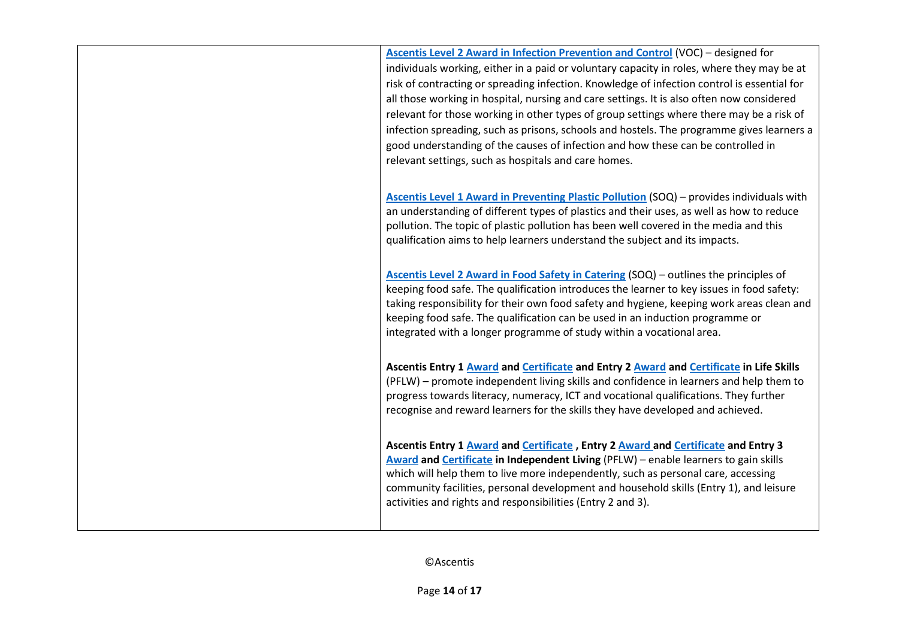| | |
|---|---|
| | **Ascentis Level 2 Award in Infection Prevention and Control** (VOC) – designed for individuals working, either in a paid or voluntary capacity in roles, where they may be at risk of contracting or spreading infection. Knowledge of infection control is essential for all those working in hospital, nursing and care settings. It is also often now considered relevant for those working in other types of group settings where there may be a risk of infection spreading, such as prisons, schools and hostels. The programme gives learners a good understanding of the causes of infection and how these can be controlled in relevant settings, such as hospitals and care homes.<br><br>**Ascentis Level 1 Award in Preventing Plastic Pollution** (SOQ) – provides individuals with an understanding of different types of plastics and their uses, as well as how to reduce pollution. The topic of plastic pollution has been well covered in the media and this qualification aims to help learners understand the subject and its impacts.<br><br>**Ascentis Level 2 Award in Food Safety in Catering** (SOQ) – outlines the principles of keeping food safe. The qualification introduces the learner to key issues in food safety: taking responsibility for their own food safety and hygiene, keeping work areas clean and keeping food safe. The qualification can be used in an induction programme or integrated with a longer programme of study within a vocational area.<br><br>**Ascentis Entry 1 Award and Certificate and Entry 2 Award and Certificate in Life Skills** (PFLW) – promote independent living skills and confidence in learners and help them to progress towards literacy, numeracy, ICT and vocational qualifications. They further recognise and reward learners for the skills they have developed and achieved.<br><br>**Ascentis Entry 1 Award and Certificate , Entry 2 Award and Certificate and Entry 3 Award and Certificate in Independent Living** (PFLW) – enable learners to gain skills which will help them to live more independently, such as personal care, accessing community facilities, personal development and household skills (Entry 1), and leisure activities and rights and responsibilities (Entry 2 and 3). |

©Ascentis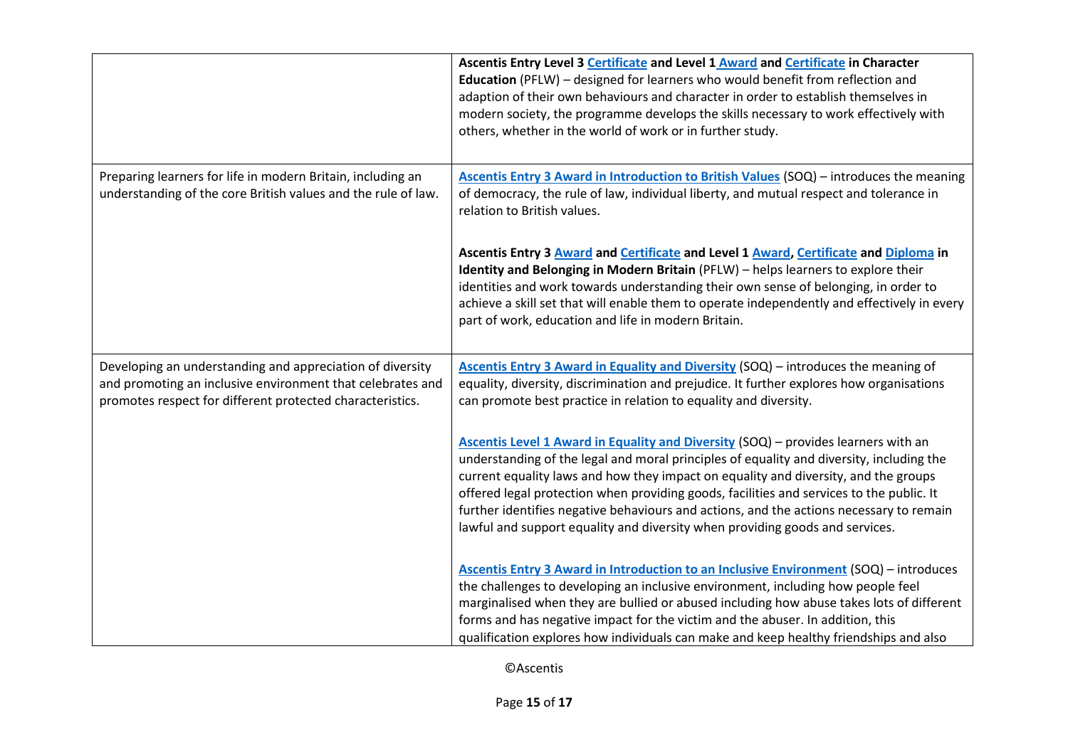| | |
|---|---|
| | **Ascentis Entry Level 3 Certificate and Level 1 Award and Certificate in Character Education** (PFLW) – designed for learners who would benefit from reflection and adaption of their own behaviours and character in order to establish themselves in modern society, the programme develops the skills necessary to work effectively with others, whether in the world of work or in further study. |
| Preparing learners for life in modern Britain, including an understanding of the core British values and the rule of law. | **Ascentis Entry 3 Award in Introduction to British Values** (SOQ) – introduces the meaning of democracy, the rule of law, individual liberty, and mutual respect and tolerance in relation to British values.<br><br>**Ascentis Entry 3 Award and Certificate and Level 1 Award, Certificate and Diploma in Identity and Belonging in Modern Britain** (PFLW) – helps learners to explore their identities and work towards understanding their own sense of belonging, in order to achieve a skill set that will enable them to operate independently and effectively in every part of work, education and life in modern Britain. |
| Developing an understanding and appreciation of diversity and promoting an inclusive environment that celebrates and promotes respect for different protected characteristics. | **Ascentis Entry 3 Award in Equality and Diversity** (SOQ) – introduces the meaning of equality, diversity, discrimination and prejudice. It further explores how organisations can promote best practice in relation to equality and diversity.<br><br>**Ascentis Level 1 Award in Equality and Diversity** (SOQ) – provides learners with an understanding of the legal and moral principles of equality and diversity, including the current equality laws and how they impact on equality and diversity, and the groups offered legal protection when providing goods, facilities and services to the public. It further identifies negative behaviours and actions, and the actions necessary to remain lawful and support equality and diversity when providing goods and services.<br><br>**Ascentis Entry 3 Award in Introduction to an Inclusive Environment** (SOQ) – introduces the challenges to developing an inclusive environment, including how people feel marginalised when they are bullied or abused including how abuse takes lots of different forms and has negative impact for the victim and the abuser. In addition, this qualification explores how individuals can make and keep healthy friendships and also |

©Ascentis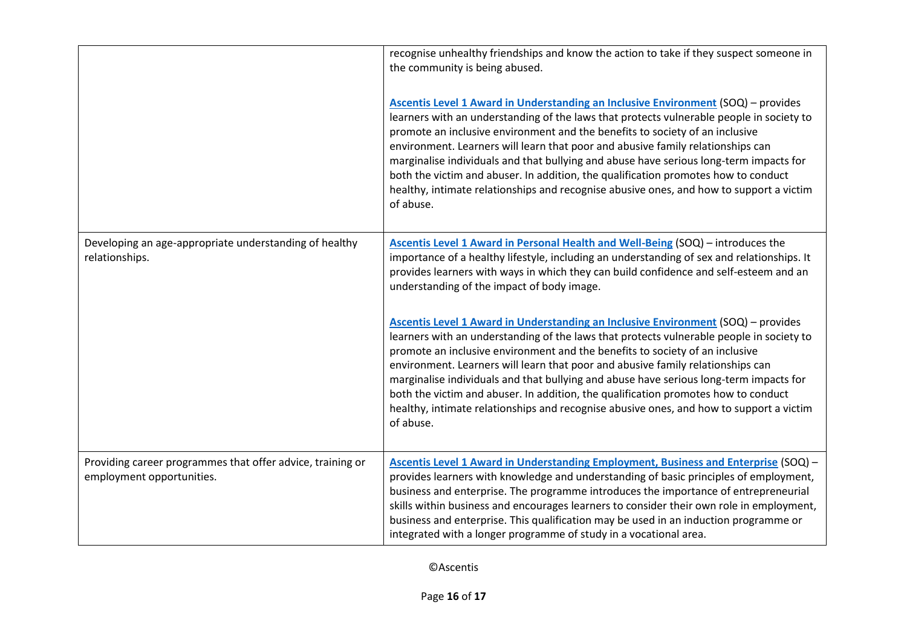| | |
|---|---|
| | recognise unhealthy friendships and know the action to take if they suspect someone in the community is being abused.<br><br>**Ascentis Level 1 Award in Understanding an Inclusive Environment** (SOQ) – provides learners with an understanding of the laws that protects vulnerable people in society to promote an inclusive environment and the benefits to society of an inclusive environment. Learners will learn that poor and abusive family relationships can marginalise individuals and that bullying and abuse have serious long-term impacts for both the victim and abuser. In addition, the qualification promotes how to conduct healthy, intimate relationships and recognise abusive ones, and how to support a victim of abuse. |
| Developing an age-appropriate understanding of healthy relationships. | **Ascentis Level 1 Award in Personal Health and Well-Being** (SOQ) – introduces the importance of a healthy lifestyle, including an understanding of sex and relationships. It provides learners with ways in which they can build confidence and self-esteem and an understanding of the impact of body image.<br><br>**Ascentis Level 1 Award in Understanding an Inclusive Environment** (SOQ) – provides learners with an understanding of the laws that protects vulnerable people in society to promote an inclusive environment and the benefits to society of an inclusive environment. Learners will learn that poor and abusive family relationships can marginalise individuals and that bullying and abuse have serious long-term impacts for both the victim and abuser. In addition, the qualification promotes how to conduct healthy, intimate relationships and recognise abusive ones, and how to support a victim of abuse. |
| Providing career programmes that offer advice, training or employment opportunities. | **Ascentis Level 1 Award in Understanding Employment, Business and Enterprise** (SOQ) – provides learners with knowledge and understanding of basic principles of employment, business and enterprise. The programme introduces the importance of entrepreneurial skills within business and encourages learners to consider their own role in employment, business and enterprise. This qualification may be used in an induction programme or integrated with a longer programme of study in a vocational area. |

©Ascentis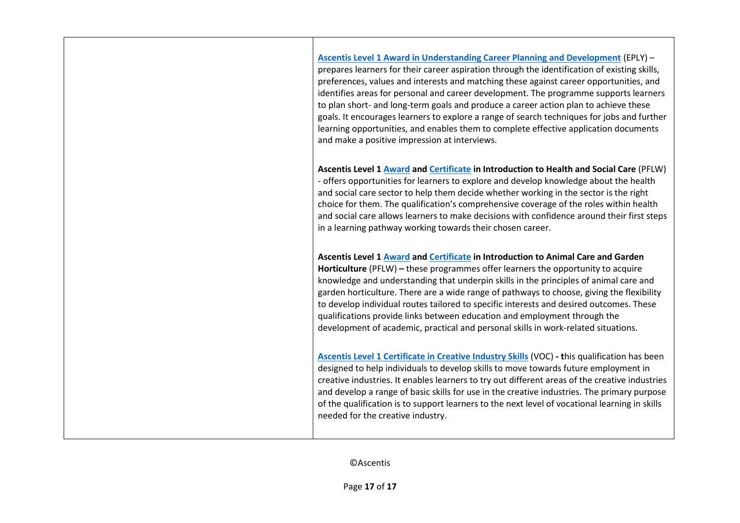| | |
|---|---|
| | **Ascentis Level 1 Award in Understanding Career Planning and Development** (EPLY) – prepares learners for their career aspiration through the identification of existing skills, preferences, values and interests and matching these against career opportunities, and identifies areas for personal and career development. The programme supports learners to plan short- and long-term goals and produce a career action plan to achieve these goals. It encourages learners to explore a range of search techniques for jobs and further learning opportunities, and enables them to complete effective application documents and make a positive impression at interviews.<br><br>**Ascentis Level 1 Award and Certificate in Introduction to Health and Social Care** (PFLW) - offers opportunities for learners to explore and develop knowledge about the health and social care sector to help them decide whether working in the sector is the right choice for them. The qualification's comprehensive coverage of the roles within health and social care allows learners to make decisions with confidence around their first steps in a learning pathway working towards their chosen career.<br><br>**Ascentis Level 1 Award and Certificate in Introduction to Animal Care and Garden Horticulture** (PFLW) **–** these programmes offer learners the opportunity to acquire knowledge and understanding that underpin skills in the principles of animal care and garden horticulture. There are a wide range of pathways to choose, giving the flexibility to develop individual routes tailored to specific interests and desired outcomes. These qualifications provide links between education and employment through the development of academic, practical and personal skills in work-related situations.<br><br>**Ascentis Level 1 Certificate in Creative Industry Skills** (VOC) **- t**his qualification has been designed to help individuals to develop skills to move towards future employment in creative industries. It enables learners to try out different areas of the creative industries and develop a range of basic skills for use in the creative industries. The primary purpose of the qualification is to support learners to the next level of vocational learning in skills needed for the creative industry. |

©Ascentis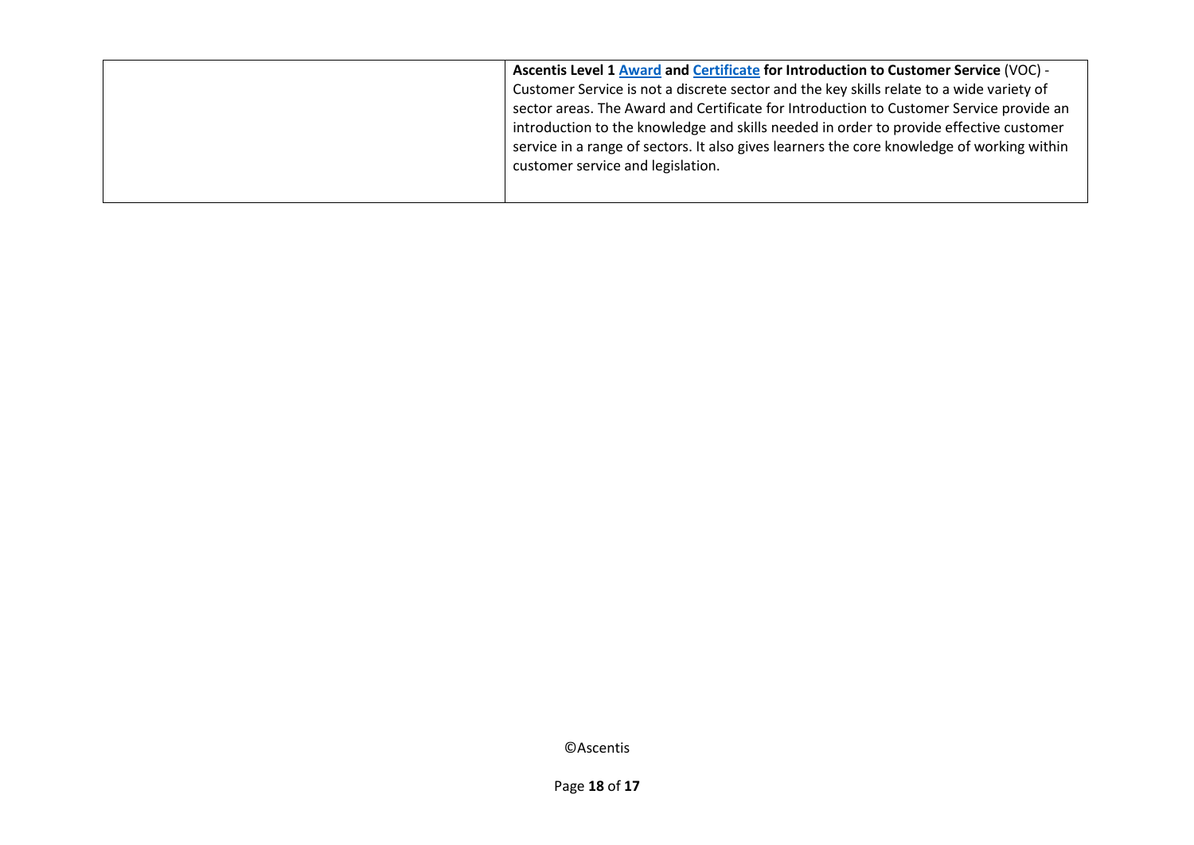| | |
|---|---|
| | **Ascentis Level 1 Award and Certificate for Introduction to Customer Service** (VOC) - Customer Service is not a discrete sector and the key skills relate to a wide variety of sector areas. The Award and Certificate for Introduction to Customer Service provide an introduction to the knowledge and skills needed in order to provide effective customer service in a range of sectors. It also gives learners the core knowledge of working within customer service and legislation. |

©Ascentis